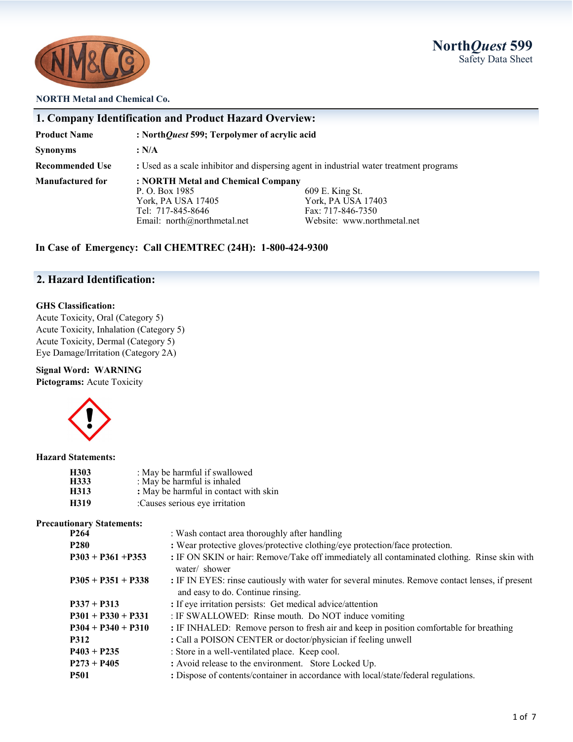# North*Quest* 599
Safety Data Sheet

**NORTH Metal and Chemical Co.**

## 1. Company Identification and Product Hazard Overview:

| | |
|---|---|
| **Product Name** | **: North*Quest* 599; Terpolymer of acrylic acid** |
| **Synonyms** | **: N/A** |
| **Recommended Use** | : Used as a scale inhibitor and dispersing agent in industrial water treatment programs |
| **Manufactured for** | **: NORTH Metal and Chemical Company** |

P. O. Box 1985
York, PA USA 17405
Tel: 717-845-8646
Email: north@northmetal.net

609 E. King St.
York, PA USA 17403
Fax: 717-846-7350
Website: www.northmetal.net

**In Case of Emergency: Call CHEMTREC (24H): 1-800-424-9300**

## 2. Hazard Identification:

**GHS Classification:**
Acute Toxicity, Oral (Category 5)
Acute Toxicity, Inhalation (Category 5)
Acute Toxicity, Dermal (Category 5)
Eye Damage/Irritation (Category 2A)

**Signal Word: WARNING**
**Pictograms:** Acute Toxicity

**Hazard Statements:**

| | |
|---|---|
| **H303** | : May be harmful if swallowed |
| **H333** | : May be harmful is inhaled |
| **H313** | : May be harmful in contact with skin |
| **H319** | :Causes serious eye irritation |

**Precautionary Statements:**

| | |
|---|---|
| **P264** | : Wash contact area thoroughly after handling |
| **P280** | : Wear protective gloves/protective clothing/eye protection/face protection. |
| **P303 + P361 +P353** | : IF ON SKIN or hair: Remove/Take off immediately all contaminated clothing. Rinse skin with water/ shower |
| **P305 + P351 + P338** | : IF IN EYES: rinse cautiously with water for several minutes. Remove contact lenses, if present and easy to do. Continue rinsing. |
| **P337 + P313** | : If eye irritation persists: Get medical advice/attention |
| **P301 + P330 + P331** | : IF SWALLOWED: Rinse mouth. Do NOT induce vomiting |
| **P304 + P340 + P310** | : IF INHALED: Remove person to fresh air and keep in position comfortable for breathing |
| **P312** | : Call a POISON CENTER or doctor/physician if feeling unwell |
| **P403 + P235** | : Store in a well-ventilated place. Keep cool. |
| **P273 + P405** | : Avoid release to the environment. Store Locked Up. |
| **P501** | : Dispose of contents/container in accordance with local/state/federal regulations. |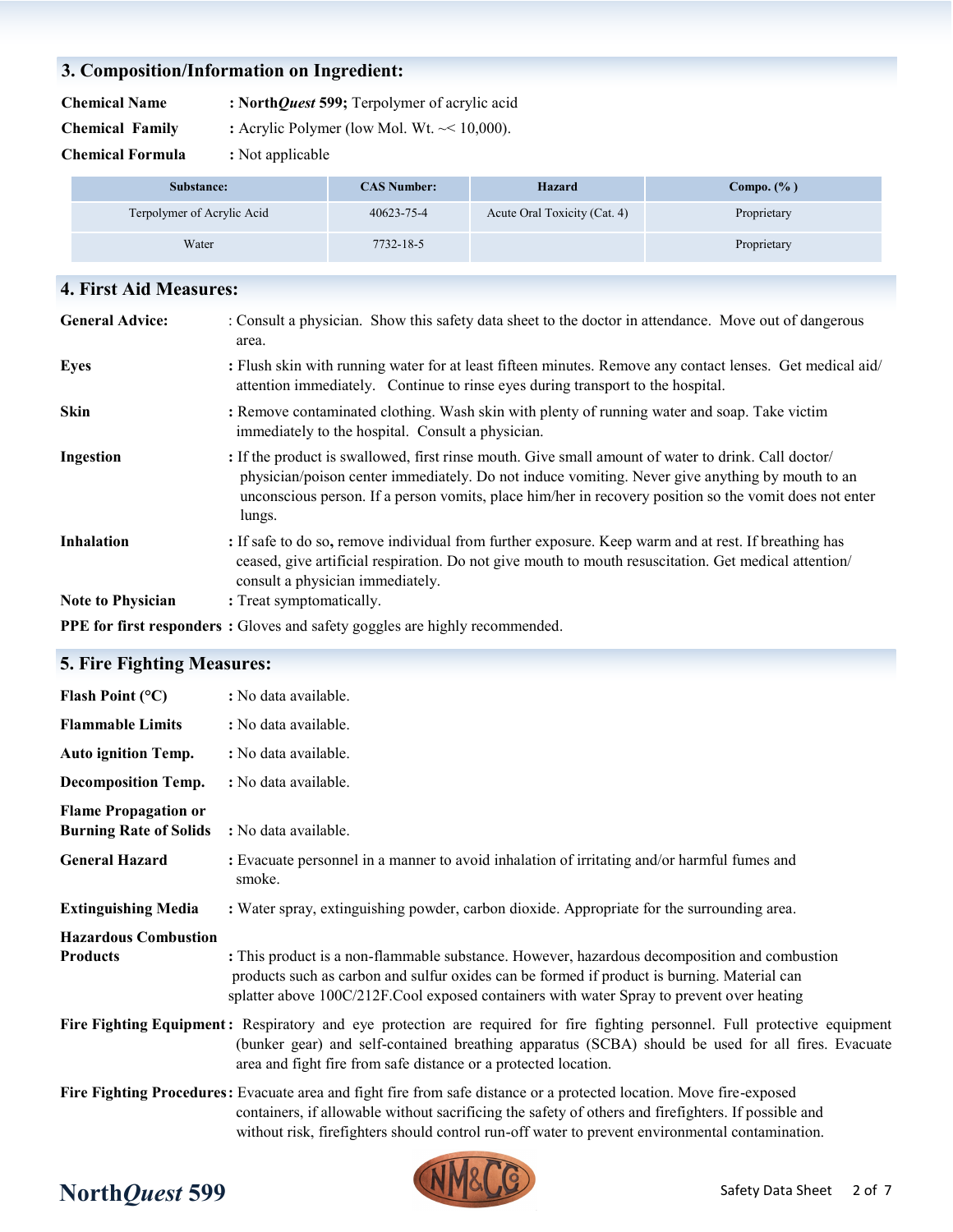## 3. Composition/Information on Ingredient:

**Chemical Name** : **North*Quest* 599;** Terpolymer of acrylic acid

**Chemical Family** : Acrylic Polymer (low Mol. Wt. ~< 10,000).

**Chemical Formula** : Not applicable

| Substance: | CAS Number: | Hazard | Compo. (%) |
|---|---|---|---|
| Terpolymer of Acrylic Acid | 40623-75-4 | Acute Oral Toxicity (Cat. 4) | Proprietary |
| Water | 7732-18-5 | | Proprietary |

## 4. First Aid Measures:

**General Advice:** : Consult a physician. Show this safety data sheet to the doctor in attendance. Move out of dangerous area.

**Eyes** : Flush skin with running water for at least fifteen minutes. Remove any contact lenses. Get medical aid/ attention immediately. Continue to rinse eyes during transport to the hospital.

**Skin** : Remove contaminated clothing. Wash skin with plenty of running water and soap. Take victim immediately to the hospital. Consult a physician.

**Ingestion** : If the product is swallowed, first rinse mouth. Give small amount of water to drink. Call doctor/ physician/poison center immediately. Do not induce vomiting. Never give anything by mouth to an unconscious person. If a person vomits, place him/her in recovery position so the vomit does not enter lungs.

**Inhalation** : If safe to do so, remove individual from further exposure. Keep warm and at rest. If breathing has ceased, give artificial respiration. Do not give mouth to mouth resuscitation. Get medical attention/ consult a physician immediately.

**Note to Physician** : Treat symptomatically.

**PPE for first responders** : Gloves and safety goggles are highly recommended.

## 5. Fire Fighting Measures:

**Flash Point (°C)** : No data available.

**Flammable Limits** : No data available.

**Auto ignition Temp.** : No data available.

**Decomposition Temp.** : No data available.

**Flame Propagation or Burning Rate of Solids** : No data available.

**General Hazard** : Evacuate personnel in a manner to avoid inhalation of irritating and/or harmful fumes and smoke.

**Extinguishing Media** : Water spray, extinguishing powder, carbon dioxide. Appropriate for the surrounding area.

**Hazardous Combustion Products** : This product is a non-flammable substance. However, hazardous decomposition and combustion products such as carbon and sulfur oxides can be formed if product is burning. Material can splatter above 100C/212F.Cool exposed containers with water Spray to prevent over heating

**Fire Fighting Equipment** : Respiratory and eye protection are required for fire fighting personnel. Full protective equipment (bunker gear) and self-contained breathing apparatus (SCBA) should be used for all fires. Evacuate area and fight fire from safe distance or a protected location.

**Fire Fighting Procedures** : Evacuate area and fight fire from safe distance or a protected location. Move fire-exposed containers, if allowable without sacrificing the safety of others and firefighters. If possible and without risk, firefighters should control run-off water to prevent environmental contamination.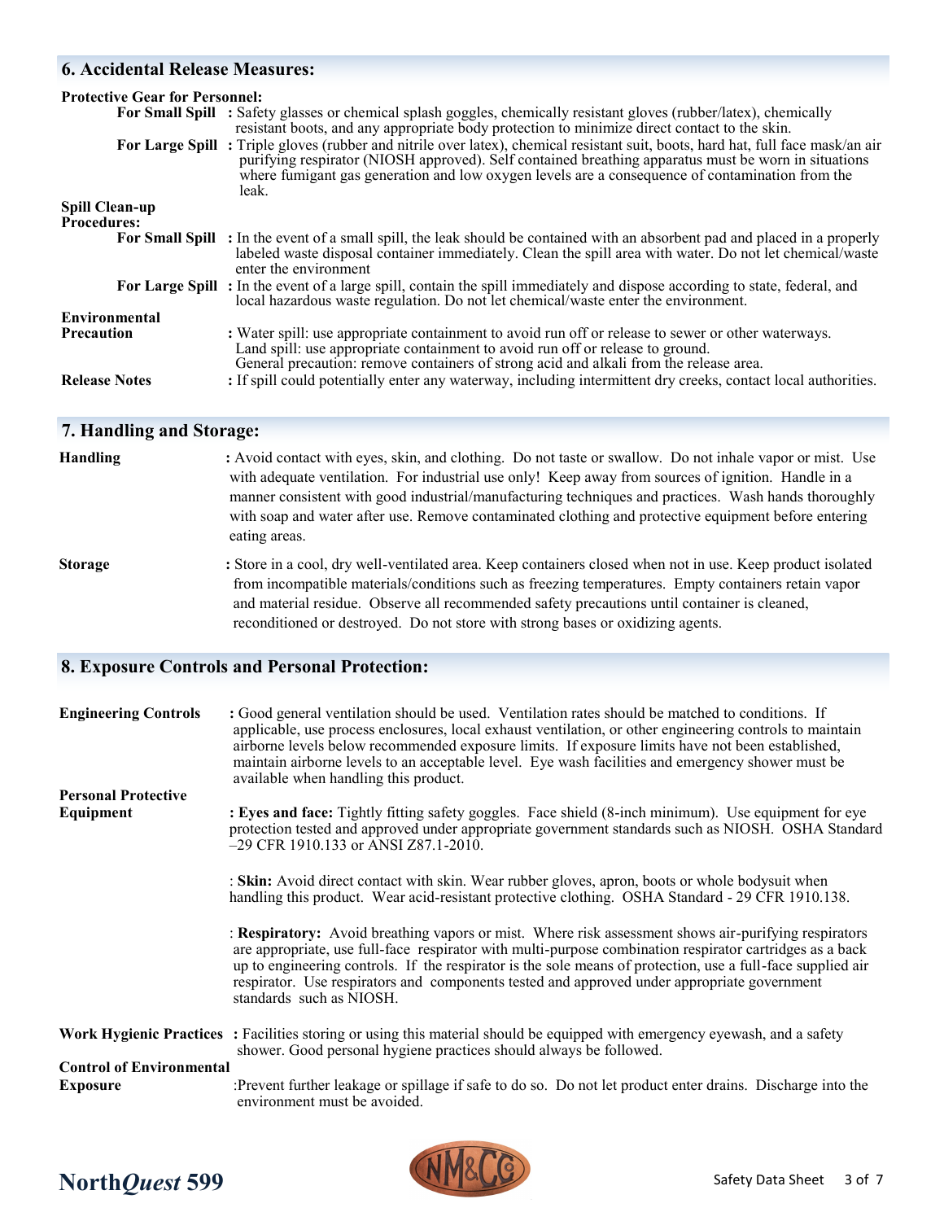## 6. Accidental Release Measures:

**Protective Gear for Personnel:**

**For Small Spill** : Safety glasses or chemical splash goggles, chemically resistant gloves (rubber/latex), chemically resistant boots, and any appropriate body protection to minimize direct contact to the skin.

**For Large Spill** : Triple gloves (rubber and nitrile over latex), chemical resistant suit, boots, hard hat, full face mask/an air purifying respirator (NIOSH approved). Self contained breathing apparatus must be worn in situations where fumigant gas generation and low oxygen levels are a consequence of contamination from the leak.

**Spill Clean-up Procedures:**

**For Small Spill** : In the event of a small spill, the leak should be contained with an absorbent pad and placed in a properly labeled waste disposal container immediately. Clean the spill area with water. Do not let chemical/waste enter the environment

**For Large Spill** : In the event of a large spill, contain the spill immediately and dispose according to state, federal, and local hazardous waste regulation. Do not let chemical/waste enter the environment.

**Environmental Precaution** : Water spill: use appropriate containment to avoid run off or release to sewer or other waterways.
Land spill: use appropriate containment to avoid run off or release to ground.
General precaution: remove containers of strong acid and alkali from the release area.

**Release Notes** : If spill could potentially enter any waterway, including intermittent dry creeks, contact local authorities.

## 7. Handling and Storage:

**Handling** : Avoid contact with eyes, skin, and clothing. Do not taste or swallow. Do not inhale vapor or mist. Use with adequate ventilation. For industrial use only! Keep away from sources of ignition. Handle in a manner consistent with good industrial/manufacturing techniques and practices. Wash hands thoroughly with soap and water after use. Remove contaminated clothing and protective equipment before entering eating areas.

**Storage** : Store in a cool, dry well-ventilated area. Keep containers closed when not in use. Keep product isolated from incompatible materials/conditions such as freezing temperatures. Empty containers retain vapor and material residue. Observe all recommended safety precautions until container is cleaned, reconditioned or destroyed. Do not store with strong bases or oxidizing agents.

## 8. Exposure Controls and Personal Protection:

**Engineering Controls** : Good general ventilation should be used. Ventilation rates should be matched to conditions. If applicable, use process enclosures, local exhaust ventilation, or other engineering controls to maintain airborne levels below recommended exposure limits. If exposure limits have not been established, maintain airborne levels to an acceptable level. Eye wash facilities and emergency shower must be available when handling this product.

**Personal Protective Equipment**

**: Eyes and face:** Tightly fitting safety goggles. Face shield (8-inch minimum). Use equipment for eye protection tested and approved under appropriate government standards such as NIOSH. OSHA Standard –29 CFR 1910.133 or ANSI Z87.1-2010.

: **Skin:** Avoid direct contact with skin. Wear rubber gloves, apron, boots or whole bodysuit when handling this product. Wear acid-resistant protective clothing. OSHA Standard - 29 CFR 1910.138.

: **Respiratory:** Avoid breathing vapors or mist. Where risk assessment shows air-purifying respirators are appropriate, use full-face respirator with multi-purpose combination respirator cartridges as a back up to engineering controls. If the respirator is the sole means of protection, use a full-face supplied air respirator. Use respirators and components tested and approved under appropriate government standards such as NIOSH.

**Work Hygienic Practices** : Facilities storing or using this material should be equipped with emergency eyewash, and a safety shower. Good personal hygiene practices should always be followed.

**Control of Environmental Exposure** :Prevent further leakage or spillage if safe to do so. Do not let product enter drains. Discharge into the environment must be avoided.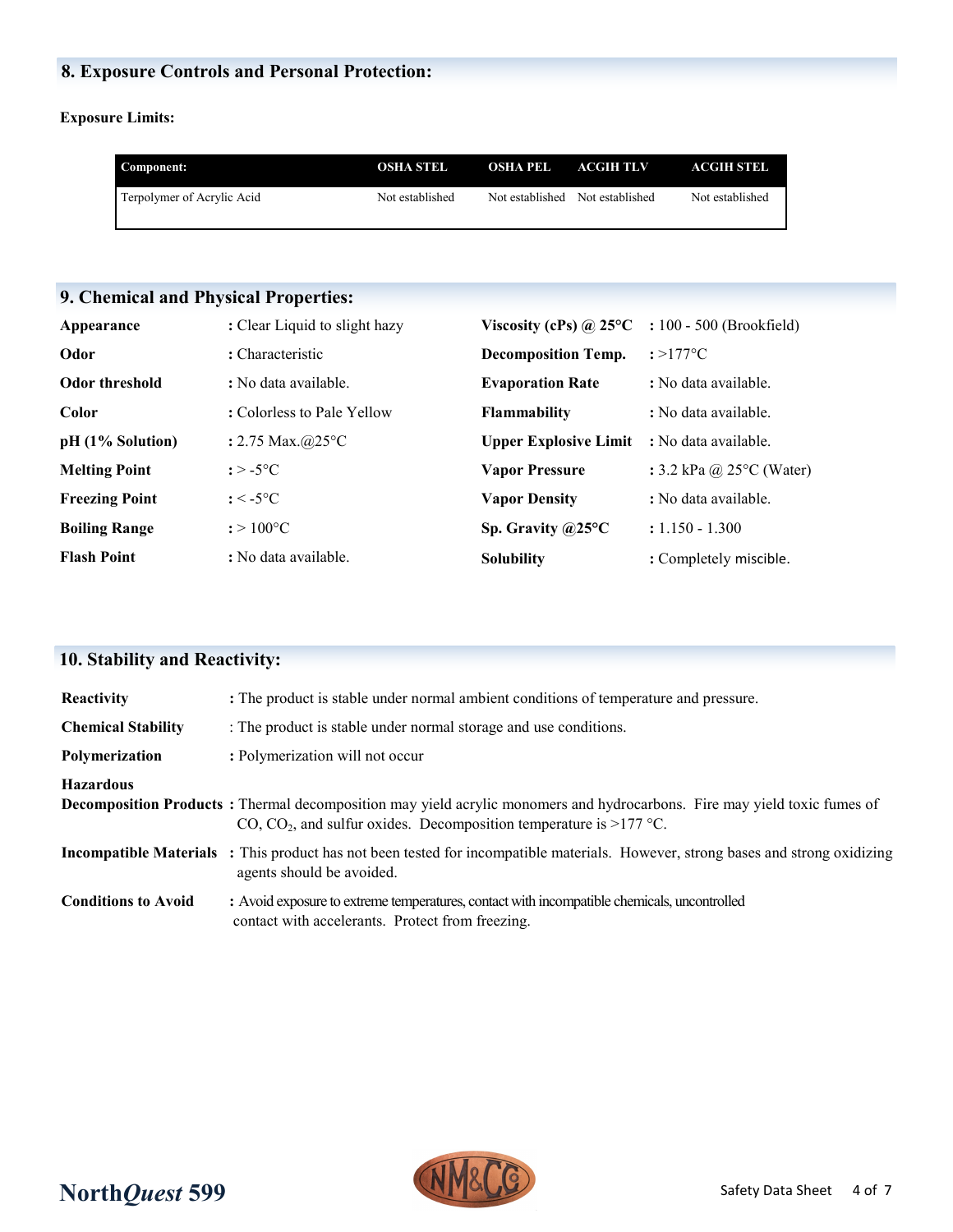## 8. Exposure Controls and Personal Protection:

**Exposure Limits:**

| Component: | OSHA STEL | OSHA PEL | ACGIH TLV | ACGIH STEL |
|---|---|---|---|---|
| Terpolymer of Acrylic Acid | Not established | Not established | Not established | Not established |

## 9. Chemical and Physical Properties:

| | | | |
|---|---|---|---|
| **Appearance** | : Clear Liquid to slight hazy | **Viscosity (cPs) @ 25°C** | : 100 - 500 (Brookfield) |
| **Odor** | : Characteristic | **Decomposition Temp.** | : >177°C |
| **Odor threshold** | : No data available. | **Evaporation Rate** | : No data available. |
| **Color** | : Colorless to Pale Yellow | **Flammability** | : No data available. |
| **pH (1% Solution)** | : 2.75 Max.@25°C | **Upper Explosive Limit** | : No data available. |
| **Melting Point** | : > -5°C | **Vapor Pressure** | : 3.2 kPa @ 25°C (Water) |
| **Freezing Point** | : < -5°C | **Vapor Density** | : No data available. |
| **Boiling Range** | : > 100°C | **Sp. Gravity @25°C** | : 1.150 - 1.300 |
| **Flash Point** | : No data available. | **Solubility** | : Completely miscible. |

## 10. Stability and Reactivity:

**Reactivity** : The product is stable under normal ambient conditions of temperature and pressure.

**Chemical Stability** : The product is stable under normal storage and use conditions.

**Polymerization** : Polymerization will not occur

**Hazardous Decomposition Products** : Thermal decomposition may yield acrylic monomers and hydrocarbons. Fire may yield toxic fumes of CO, $CO_2$, and sulfur oxides. Decomposition temperature is >177 °C.

**Incompatible Materials** : This product has not been tested for incompatible materials. However, strong bases and strong oxidizing agents should be avoided.

**Conditions to Avoid** : Avoid exposure to extreme temperatures, contact with incompatible chemicals, uncontrolled contact with accelerants. Protect from freezing.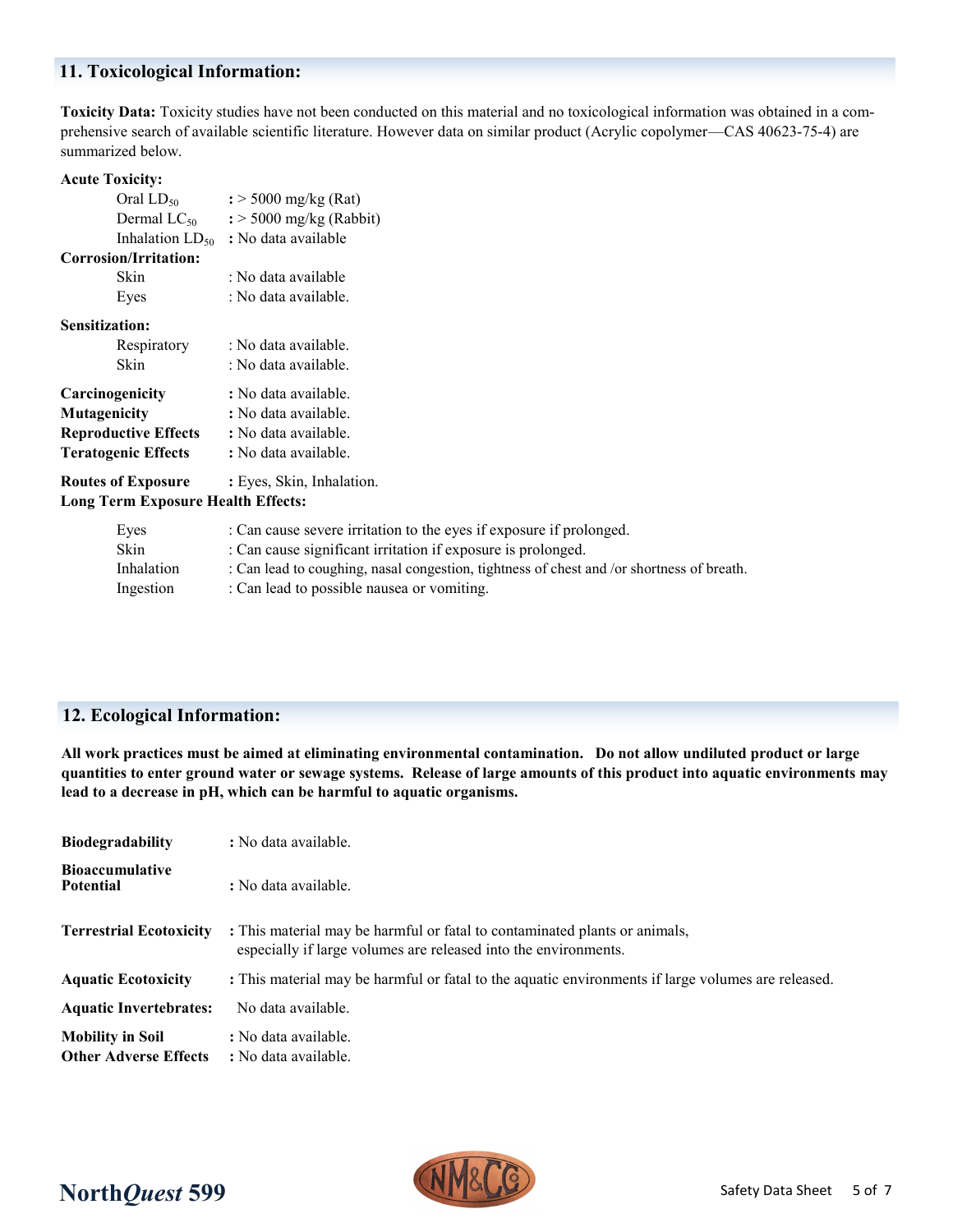## 11. Toxicological Information:

**Toxicity Data:** Toxicity studies have not been conducted on this material and no toxicological information was obtained in a comprehensive search of available scientific literature. However data on similar product (Acrylic copolymer—CAS 40623-75-4) are summarized below.

**Acute Toxicity:**

| | |
|---|---|
| Oral $LD_{50}$ | **:** > 5000 mg/kg (Rat) |
| Dermal $LC_{50}$ | **:** > 5000 mg/kg (Rabbit) |
| Inhalation $LD_{50}$ | **:** No data available |

**Corrosion/Irritation:**

| | |
|---|---|
| Skin | : No data available |
| Eyes | : No data available. |

**Sensitization:**

| | |
|---|---|
| Respiratory | : No data available. |
| Skin | : No data available. |

| | |
|---|---|
| **Carcinogenicity** | **:** No data available. |
| **Mutagenicity** | **:** No data available. |
| **Reproductive Effects** | **:** No data available. |
| **Teratogenic Effects** | **:** No data available. |
| **Routes of Exposure** | **:** Eyes, Skin, Inhalation. |

**Long Term Exposure Health Effects:**

| | |
|---|---|
| Eyes | : Can cause severe irritation to the eyes if exposure if prolonged. |
| Skin | : Can cause significant irritation if exposure is prolonged. |
| Inhalation | : Can lead to coughing, nasal congestion, tightness of chest and /or shortness of breath. |
| Ingestion | : Can lead to possible nausea or vomiting. |

## 12. Ecological Information:

**All work practices must be aimed at eliminating environmental contamination. Do not allow undiluted product or large quantities to enter ground water or sewage systems. Release of large amounts of this product into aquatic environments may lead to a decrease in pH, which can be harmful to aquatic organisms.**

| | |
|---|---|
| **Biodegradability** | **:** No data available. |
| **Bioaccumulative Potential** | **:** No data available. |
| **Terrestrial Ecotoxicity** | **:** This material may be harmful or fatal to contaminated plants or animals, especially if large volumes are released into the environments. |
| **Aquatic Ecotoxicity** | **:** This material may be harmful or fatal to the aquatic environments if large volumes are released. |
| **Aquatic Invertebrates:** | No data available. |
| **Mobility in Soil** | **:** No data available. |
| **Other Adverse Effects** | **:** No data available. |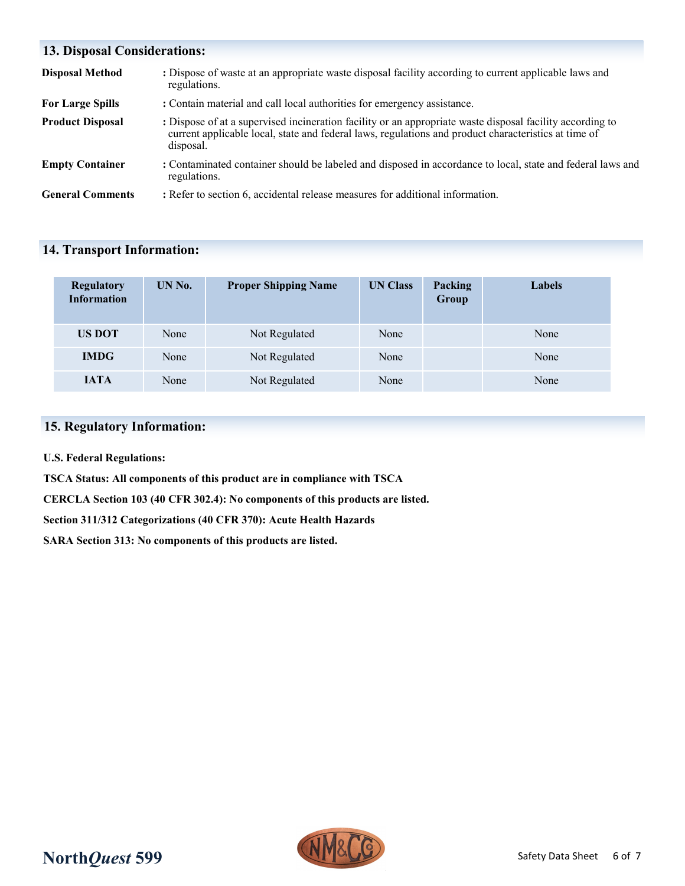## 13. Disposal Considerations:

**Disposal Method** : Dispose of waste at an appropriate waste disposal facility according to current applicable laws and regulations.

**For Large Spills** : Contain material and call local authorities for emergency assistance.

**Product Disposal** : Dispose of at a supervised incineration facility or an appropriate waste disposal facility according to current applicable local, state and federal laws, regulations and product characteristics at time of disposal.

**Empty Container** : Contaminated container should be labeled and disposed in accordance to local, state and federal laws and regulations.

**General Comments** : Refer to section 6, accidental release measures for additional information.

## 14. Transport Information:

| Regulatory Information | UN No. | Proper Shipping Name | UN Class | Packing Group | Labels |
|---|---|---|---|---|---|
| US DOT | None | Not Regulated | None | | None |
| IMDG | None | Not Regulated | None | | None |
| IATA | None | Not Regulated | None | | None |

## 15. Regulatory Information:

**U.S. Federal Regulations:**

**TSCA Status: All components of this product are in compliance with TSCA**

**CERCLA Section 103 (40 CFR 302.4): No components of this products are listed.**

**Section 311/312 Categorizations (40 CFR 370): Acute Health Hazards**

**SARA Section 313: No components of this products are listed.**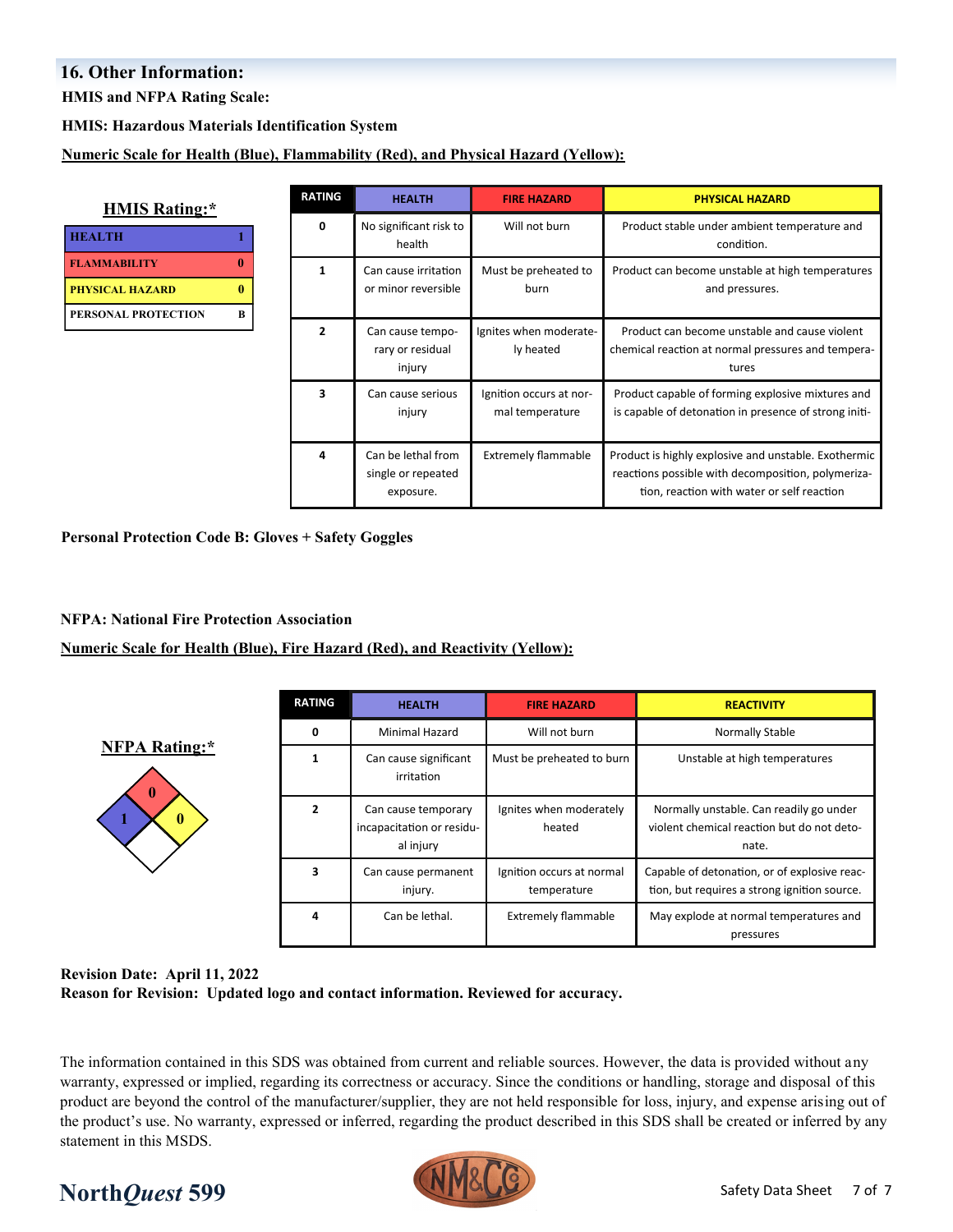## 16. Other Information:

**HMIS and NFPA Rating Scale:**

**HMIS: Hazardous Materials Identification System**

**Numeric Scale for Health (Blue), Flammability (Red), and Physical Hazard (Yellow):**

**HMIS Rating:***

| | |
|---|---|
| HEALTH | 1 |
| FLAMMABILITY | 0 |
| PHYSICAL HAZARD | 0 |
| PERSONAL PROTECTION | B |

| RATING | HEALTH | FIRE HAZARD | PHYSICAL HAZARD |
|---|---|---|---|
| 0 | No significant risk to health | Will not burn | Product stable under ambient temperature and condition. |
| 1 | Can cause irritation or minor reversible | Must be preheated to burn | Product can become unstable at high temperatures and pressures. |
| 2 | Can cause temporary or residual injury | Ignites when moderately heated | Product can become unstable and cause violent chemical reaction at normal pressures and temperatures |
| 3 | Can cause serious injury | Ignition occurs at normal temperature | Product capable of forming explosive mixtures and is capable of detonation in presence of strong initi- |
| 4 | Can be lethal from single or repeated exposure. | Extremely flammable | Product is highly explosive and unstable. Exothermic reactions possible with decomposition, polymerization, reaction with water or self reaction |

**Personal Protection Code B: Gloves + Safety Goggles**

**NFPA: National Fire Protection Association**

**Numeric Scale for Health (Blue), Fire Hazard (Red), and Reactivity (Yellow):**

**NFPA Rating:***

Health: 1
Fire: 0
Reactivity: 0

| RATING | HEALTH | FIRE HAZARD | REACTIVITY |
|---|---|---|---|
| 0 | Minimal Hazard | Will not burn | Normally Stable |
| 1 | Can cause significant irritation | Must be preheated to burn | Unstable at high temperatures |
| 2 | Can cause temporary incapacitation or residual injury | Ignites when moderately heated | Normally unstable. Can readily go under violent chemical reaction but do not detonate. |
| 3 | Can cause permanent injury. | Ignition occurs at normal temperature | Capable of detonation, or of explosive reaction, but requires a strong ignition source. |
| 4 | Can be lethal. | Extremely flammable | May explode at normal temperatures and pressures |

**Revision Date: April 11, 2022**
**Reason for Revision: Updated logo and contact information. Reviewed for accuracy.**

The information contained in this SDS was obtained from current and reliable sources. However, the data is provided without any warranty, expressed or implied, regarding its correctness or accuracy. Since the conditions or handling, storage and disposal of this product are beyond the control of the manufacturer/supplier, they are not held responsible for loss, injury, and expense arising out of the product's use. No warranty, expressed or inferred, regarding the product described in this SDS shall be created or inferred by any statement in this MSDS.